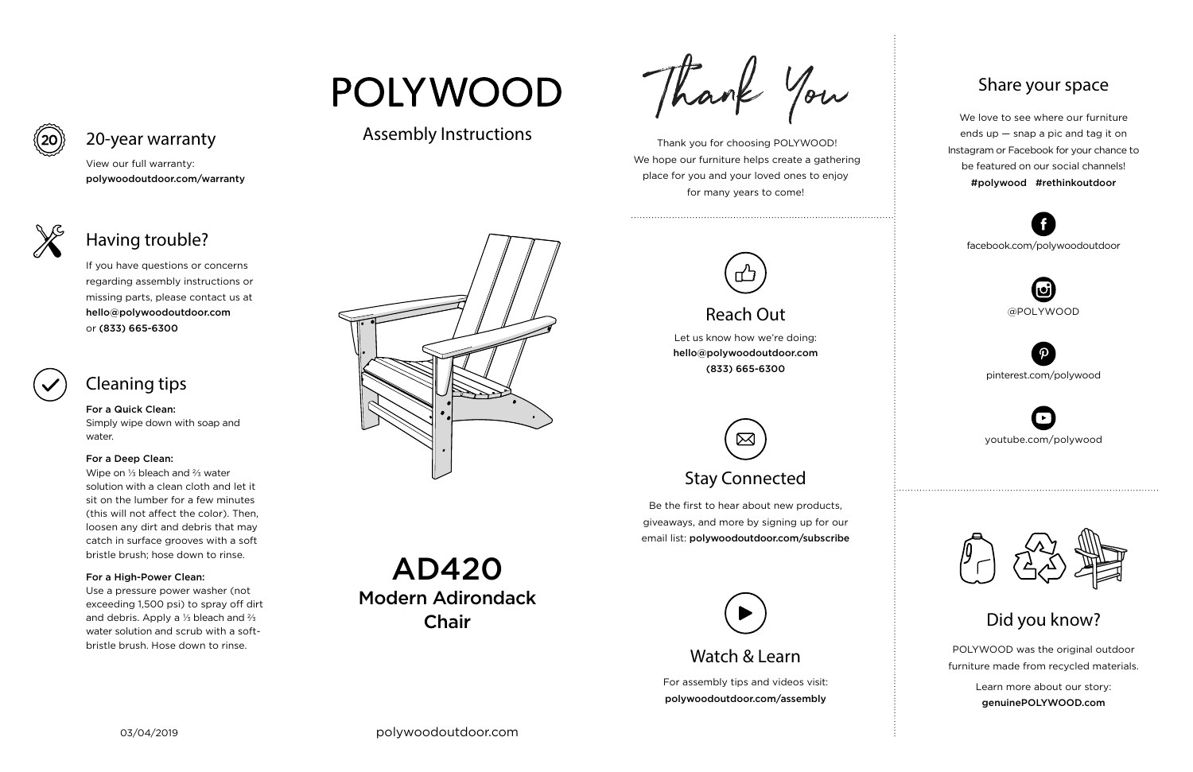## 20-year warranty

View our full warranty:
**polywoodoutdoor.com/warranty**

## Having trouble?

If you have questions or concerns regarding assembly instructions or missing parts, please contact us at **hello@polywoodoutdoor.com** or **(833) 665-6300**

## Cleaning tips

**For a Quick Clean:**
Simply wipe down with soap and water.

**For a Deep Clean:**
Wipe on ⅓ bleach and ⅔ water solution with a clean cloth and let it sit on the lumber for a few minutes (this will not affect the color). Then, loosen any dirt and debris that may catch in surface grooves with a soft bristle brush; hose down to rinse.

**For a High-Power Clean:**
Use a pressure power washer (not exceeding 1,500 psi) to spray off dirt and debris. Apply a ⅓ bleach and ⅔ water solution and scrub with a soft-bristle brush. Hose down to rinse.

03/04/2019

# POLYWOOD

Assembly Instructions

# AD420

## Modern Adirondack Chair

polywoodoutdoor.com

# Thank You

Thank you for choosing POLYWOOD! We hope our furniture helps create a gathering place for you and your loved ones to enjoy for many years to come!

## Reach Out

Let us know how we're doing:
**hello@polywoodoutdoor.com**
**(833) 665-6300**

## Stay Connected

Be the first to hear about new products, giveaways, and more by signing up for our email list: **polywoodoutdoor.com/subscribe**

## Watch & Learn

For assembly tips and videos visit:
**polywoodoutdoor.com/assembly**

## Share your space

We love to see where our furniture ends up — snap a pic and tag it on Instagram or Facebook for your chance to be featured on our social channels!
**#polywood #rethinkoutdoor**

facebook.com/polywoodoutdoor

@POLYWOOD

pinterest.com/polywood

youtube.com/polywood

## Did you know?

POLYWOOD was the original outdoor furniture made from recycled materials.

Learn more about our story:
**genuinePOLYWOOD.com**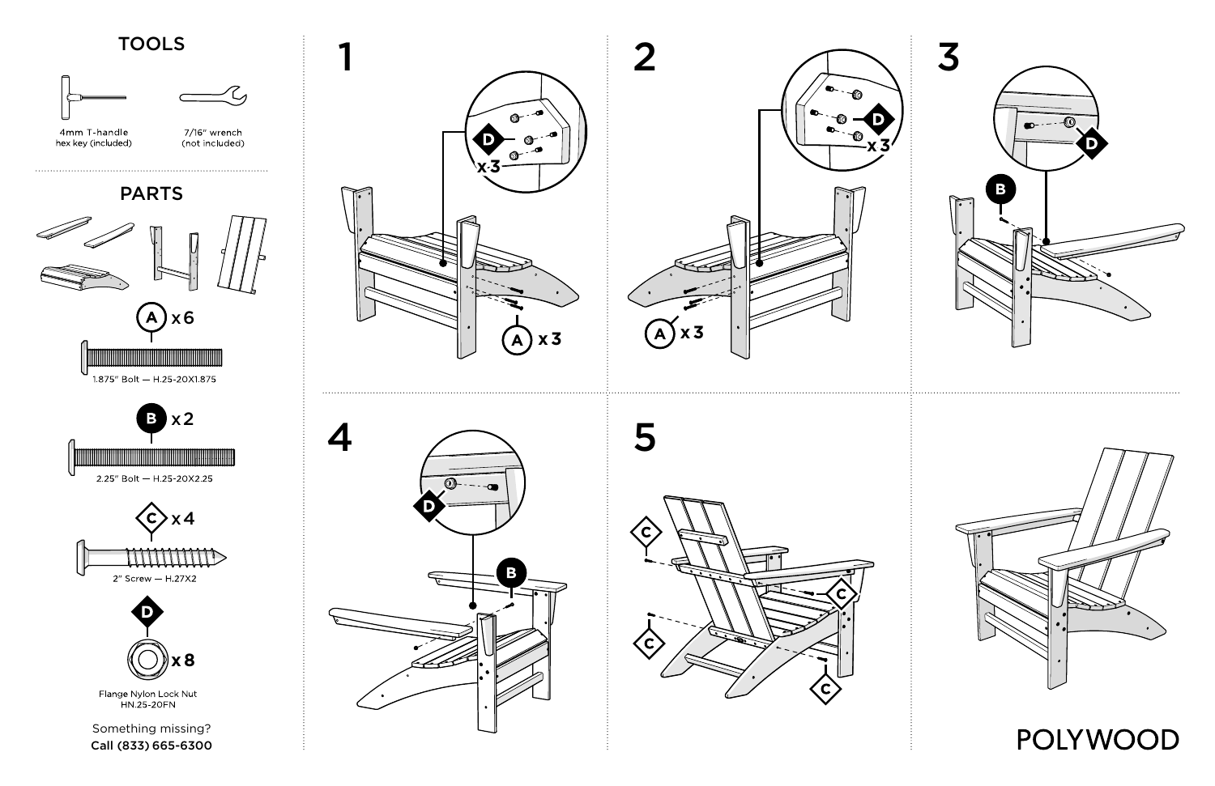## TOOLS

4mm T-handle hex key (included)

7/16" wrench (not included)

## PARTS

A x 6

1.875" Bolt — H.25-20X1.875

B x 2

2.25" Bolt — H.25-20X2.25

C x 4

2" Screw — H.27X2

D x 8

Flange Nylon Lock Nut HN.25-20FN

Something missing?

**Call (833) 665-6300**

## 1

D x 3

A x 3

## 2

D x 3

A x 3

## 3

B

D

## 4

D

B

## 5

C

C

C

C

POLYWOOD